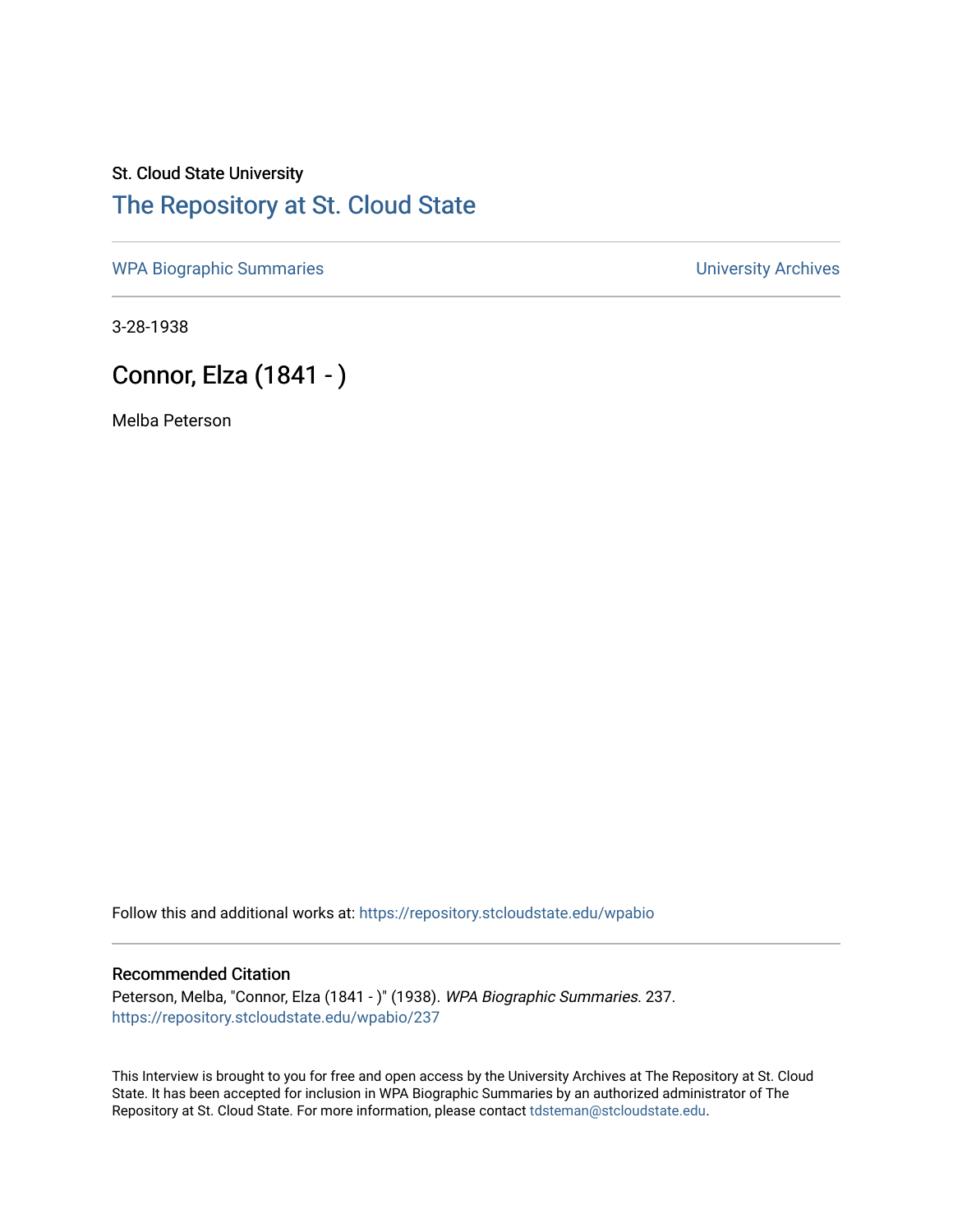St. Cloud State University

# The Repository at St. Cloud State

WPA Biographic Summaries

University Archives

3-28-1938

## Connor, Elza (1841 - )

Melba Peterson

Follow this and additional works at: https://repository.stcloudstate.edu/wpabio

### Recommended Citation

Peterson, Melba, "Connor, Elza (1841 - )" (1938). *WPA Biographic Summaries*. 237.
https://repository.stcloudstate.edu/wpabio/237

This Interview is brought to you for free and open access by the University Archives at The Repository at St. Cloud State. It has been accepted for inclusion in WPA Biographic Summaries by an authorized administrator of The Repository at St. Cloud State. For more information, please contact tdsteman@stcloudstate.edu.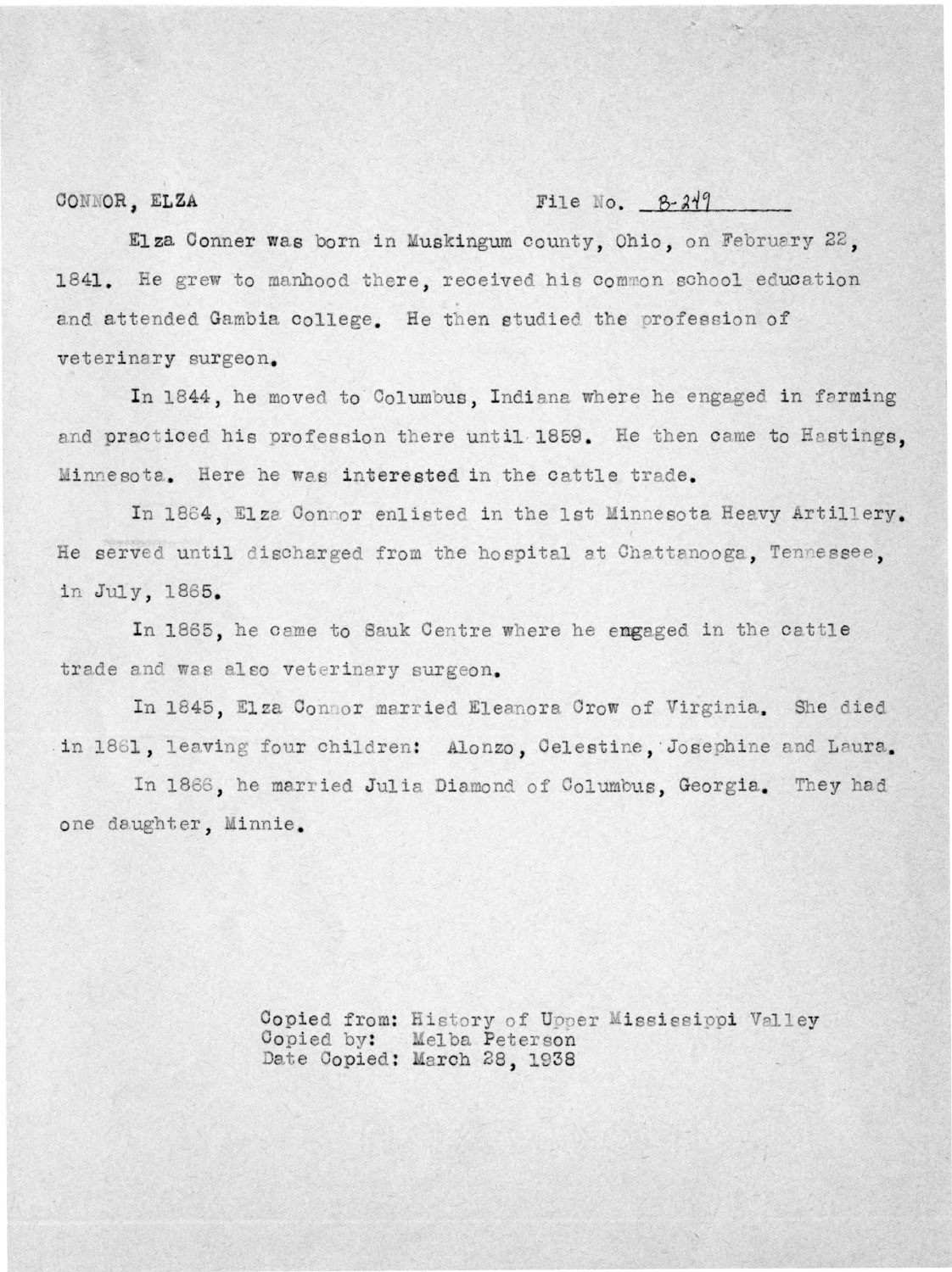CONNOR, ELZA                                    File No. 8-249

Elza Conner was born in Muskingum county, Ohio, on February 22, 1841. He grew to manhood there, received his common school education and attended Gambia college. He then studied the profession of veterinary surgeon.

In 1844, he moved to Columbus, Indiana where he engaged in farming and practiced his profession there until 1859. He then came to Hastings, Minnesota. Here he was interested in the cattle trade.

In 1864, Elza Connor enlisted in the 1st Minnesota Heavy Artillery. He served until discharged from the hospital at Chattanooga, Tennessee, in July, 1865.

In 1865, he came to Sauk Centre where he engaged in the cattle trade and was also veterinary surgeon.

In 1845, Elza Connor married Eleanora Crow of Virginia. She died in 1861, leaving four children: Alonzo, Celestine, Josephine and Laura.

In 1866, he married Julia Diamond of Columbus, Georgia. They had one daughter, Minnie.

Copied from: History of Upper Mississippi Valley
Copied by: Melba Peterson
Date Copied: March 28, 1938